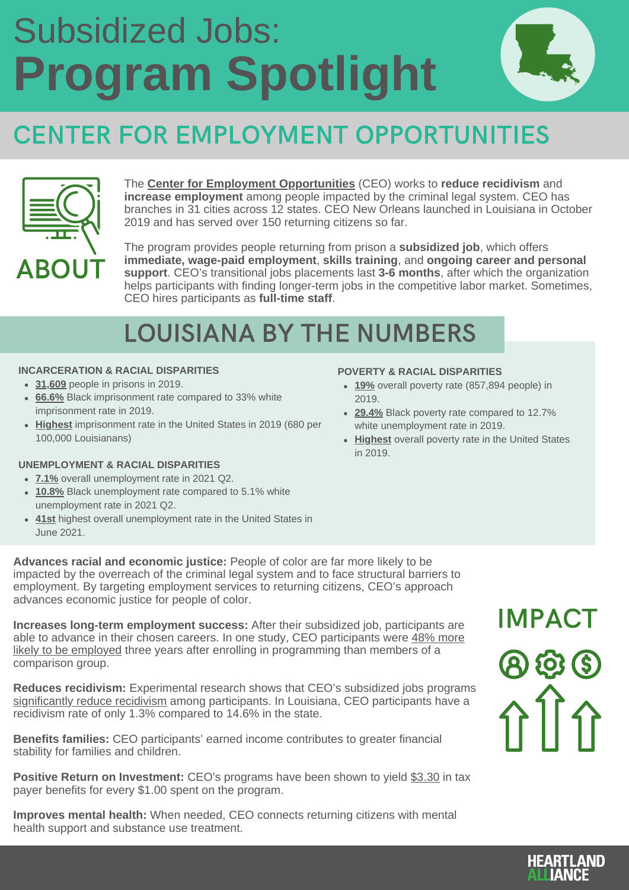# Subsidized Jobs: **Program Spotlight**

## CENTER FOR EMPLOYMENT OPPORTUNITIES

### ABOUT

The **Center for Employment Opportunities** (CEO) works to **reduce recidivism** and **increase employment** among people impacted by the criminal legal system. CEO has branches in 31 cities across 12 states. CEO New Orleans launched in Louisiana in October 2019 and has served over 150 returning citizens so far.

The program provides people returning from prison a **subsidized job**, which offers **immediate, wage-paid employment**, **skills training**, and **ongoing career and personal support**. CEO's transitional jobs placements last **3-6 months**, after which the organization helps participants with finding longer-term jobs in the competitive labor market. Sometimes, CEO hires participants as **full-time staff**.

## LOUISIANA BY THE NUMBERS

**INCARCERATION & RACIAL DISPARITIES**

- **31,609** people in prisons in 2019.
- **66.6%** Black imprisonment rate compared to 33% white imprisonment rate in 2019.
- **Highest** imprisonment rate in the United States in 2019 (680 per 100,000 Louisianans)

**UNEMPLOYMENT & RACIAL DISPARITIES**

- **7.1%** overall unemployment rate in 2021 Q2.
- **10.8%** Black unemployment rate compared to 5.1% white unemployment rate in 2021 Q2.
- **41st** highest overall unemployment rate in the United States in June 2021.

**POVERTY & RACIAL DISPARITIES**

- **19%** overall poverty rate (857,894 people) in 2019.
- **29.4%** Black poverty rate compared to 12.7% white unemployment rate in 2019.
- **Highest** overall poverty rate in the United States in 2019.

### IMPACT

**Advances racial and economic justice:** People of color are far more likely to be impacted by the overreach of the criminal legal system and to face structural barriers to employment. By targeting employment services to returning citizens, CEO's approach advances economic justice for people of color.

**Increases long-term employment success:** After their subsidized job, participants are able to advance in their chosen careers. In one study, CEO participants were 48% more likely to be employed three years after enrolling in programming than members of a comparison group.

**Reduces recidivism:** Experimental research shows that CEO's subsidized jobs programs significantly reduce recidivism among participants. In Louisiana, CEO participants have a recidivism rate of only 1.3% compared to 14.6% in the state.

**Benefits families:** CEO participants' earned income contributes to greater financial stability for families and children.

**Positive Return on Investment:** CEO's programs have been shown to yield $3.30 in tax payer benefits for every $1.00 spent on the program.

**Improves mental health:** When needed, CEO connects returning citizens with mental health support and substance use treatment.

HEARTLAND ALLIANCE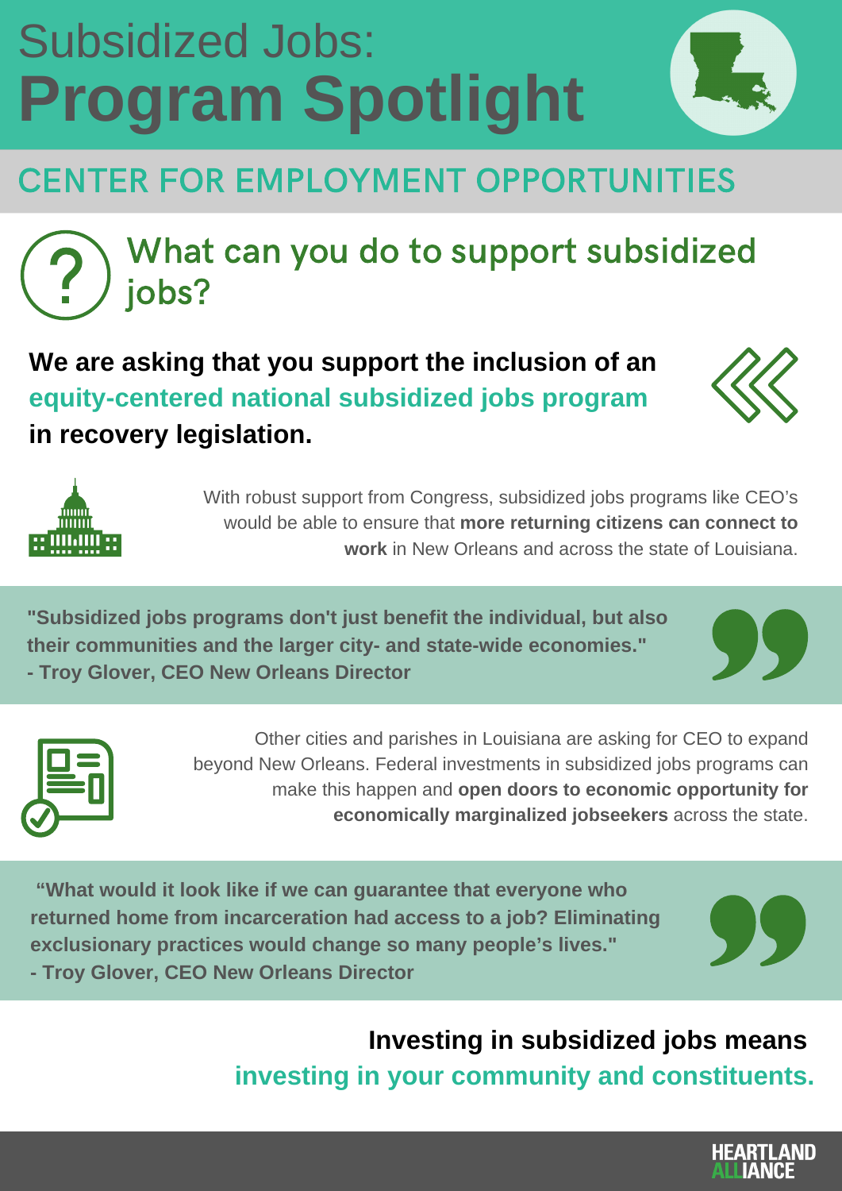# Subsidized Jobs: **Program Spotlight**

## CENTER FOR EMPLOYMENT OPPORTUNITIES

### What can you do to support subsidized jobs?

**We are asking that you support the inclusion of an equity-centered national subsidized jobs program in recovery legislation.**

With robust support from Congress, subsidized jobs programs like CEO's would be able to ensure that **more returning citizens can connect to work** in New Orleans and across the state of Louisiana.

> **"Subsidized jobs programs don't just benefit the individual, but also their communities and the larger city- and state-wide economies."**
> **- Troy Glover, CEO New Orleans Director**

Other cities and parishes in Louisiana are asking for CEO to expand beyond New Orleans. Federal investments in subsidized jobs programs can make this happen and **open doors to economic opportunity for economically marginalized jobseekers** across the state.

> **"What would it look like if we can guarantee that everyone who returned home from incarceration had access to a job? Eliminating exclusionary practices would change so many people's lives."**
> **- Troy Glover, CEO New Orleans Director**

**Investing in subsidized jobs means investing in your community and constituents.**

HEARTLAND ALLIANCE